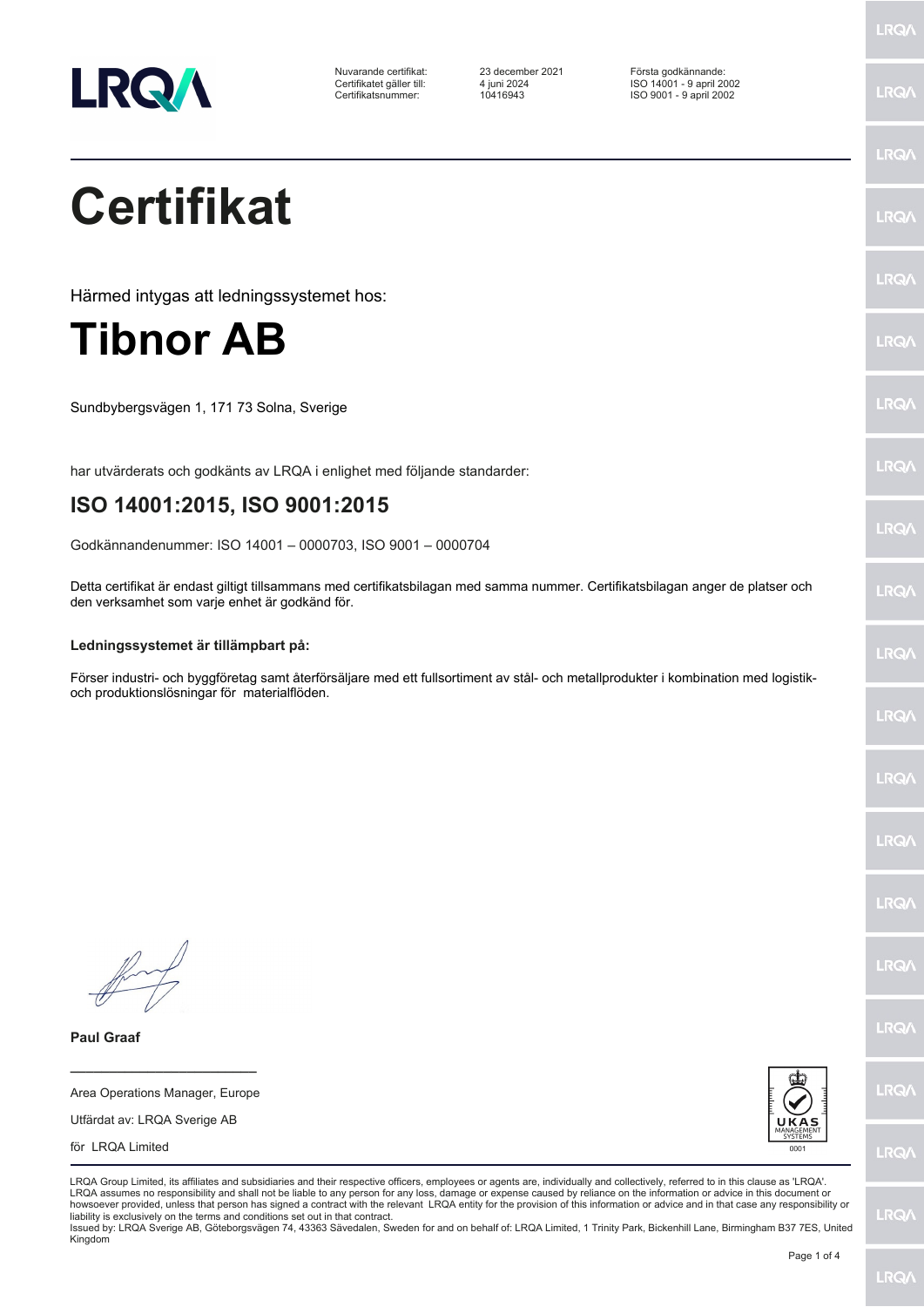| | | |
|---|---|---|
| Nuvarande certifikat: | 23 december 2021 | Första godkännande: |
| Certifikatet gäller till: | 4 juni 2024 | ISO 14001 - 9 april 2002 |
| Certifikatsnummer: | 10416943 | ISO 9001 - 9 april 2002 |

# Certifikat

Härmed intygas att ledningssystemet hos:

# Tibnor AB

Sundbybergsvägen 1, 171 73 Solna, Sverige

har utvärderats och godkänts av LRQA i enlighet med följande standarder:

## ISO 14001:2015, ISO 9001:2015

Godkännandenummer: ISO 14001 – 0000703, ISO 9001 – 0000704

Detta certifikat är endast giltigt tillsammans med certifikatsbilagan med samma nummer. Certifikatsbilagan anger de platser och den verksamhet som varje enhet är godkänd för.

**Ledningssystemet är tillämpbart på:**

Förser industri- och byggföretag samt återförsäljare med ett fullsortiment av stål- och metallprodukter i kombination med logistik- och produktionslösningar för materialflöden.

**Paul Graaf**

Area Operations Manager, Europe

Utfärdat av: LRQA Sverige AB

för LRQA Limited

UKAS MANAGEMENT SYSTEMS 0001

LRQA Group Limited, its affiliates and subsidiaries and their respective officers, employees or agents are, individually and collectively, referred to in this clause as 'LRQA'. LRQA assumes no responsibility and shall not be liable to any person for any loss, damage or expense caused by reliance on the information or advice in this document or howsoever provided, unless that person has signed a contract with the relevant LRQA entity for the provision of this information or advice and in that case any responsibility or liability is exclusively on the terms and conditions set out in that contract.
Issued by: LRQA Sverige AB, Göteborgsvägen 74, 43363 Sävedalen, Sweden for and on behalf of: LRQA Limited, 1 Trinity Park, Bickenhill Lane, Birmingham B37 7ES, United Kingdom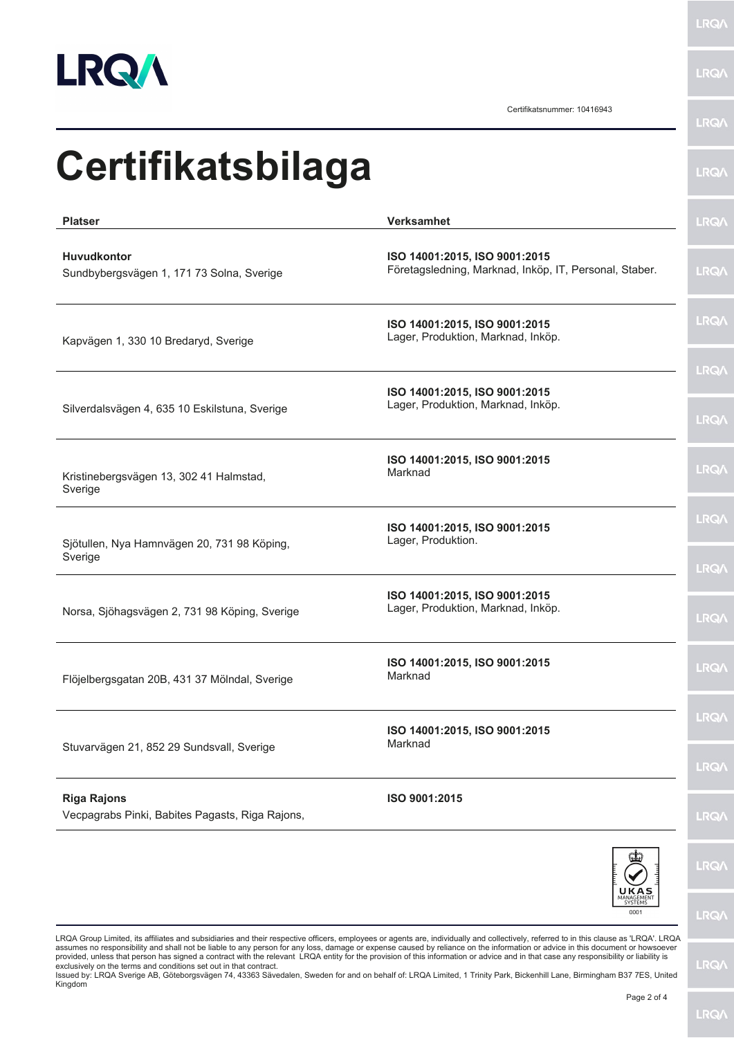Certifikatsnummer: 10416943

# Certifikatsbilaga

| Platser | Verksamhet |
| --- | --- |
| **Huvudkontor** Sundbybergsvägen 1, 171 73 Solna, Sverige | **ISO 14001:2015, ISO 9001:2015** Företagsledning, Marknad, Inköp, IT, Personal, Staber. |
| Kapvägen 1, 330 10 Bredaryd, Sverige | **ISO 14001:2015, ISO 9001:2015** Lager, Produktion, Marknad, Inköp. |
| Silverdalsvägen 4, 635 10 Eskilstuna, Sverige | **ISO 14001:2015, ISO 9001:2015** Lager, Produktion, Marknad, Inköp. |
| Kristinebergsvägen 13, 302 41 Halmstad, Sverige | **ISO 14001:2015, ISO 9001:2015** Marknad |
| Sjötullen, Nya Hamnvägen 20, 731 98 Köping, Sverige | **ISO 14001:2015, ISO 9001:2015** Lager, Produktion. |
| Norsa, Sjöhagsvägen 2, 731 98 Köping, Sverige | **ISO 14001:2015, ISO 9001:2015** Lager, Produktion, Marknad, Inköp. |
| Flöjelbergsgatan 20B, 431 37 Mölndal, Sverige | **ISO 14001:2015, ISO 9001:2015** Marknad |
| Stuvarvägen 21, 852 29 Sundsvall, Sverige | **ISO 14001:2015, ISO 9001:2015** Marknad |
| **Riga Rajons** Vecpagrabs Pinki, Babites Pagasts, Riga Rajons, | **ISO 9001:2015** |

UKAS MANAGEMENT SYSTEMS 0001

LRQA Group Limited, its affiliates and subsidiaries and their respective officers, employees or agents are, individually and collectively, referred to in this clause as 'LRQA'. LRQA assumes no responsibility and shall not be liable to any person for any loss, damage or expense caused by reliance on the information or advice in this document or howsoever provided, unless that person has signed a contract with the relevant LRQA entity for the provision of this information or advice and in that case any responsibility or liability is exclusively on the terms and conditions set out in that contract.
Issued by: LRQA Sverige AB, Göteborgsvägen 74, 43363 Sävedalen, Sweden for and on behalf of: LRQA Limited, 1 Trinity Park, Bickenhill Lane, Birmingham B37 7ES, United Kingdom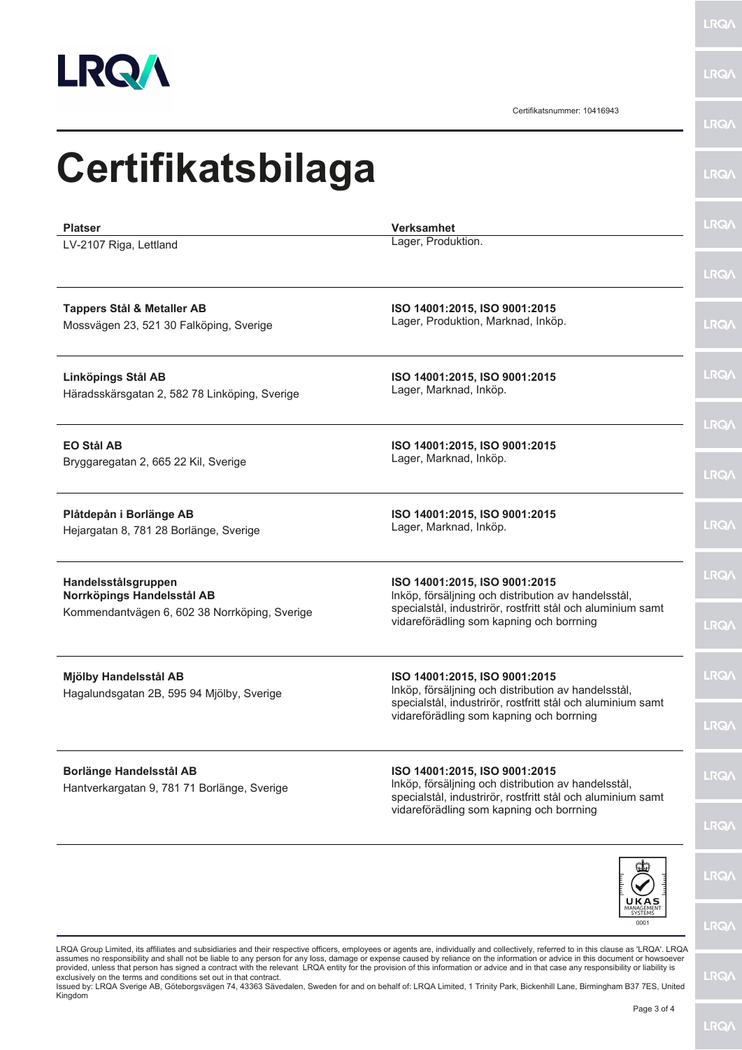Certifikatsnummer: 10416943

# Certifikatsbilaga

| Platser | Verksamhet |
| --- | --- |
| LV-2107 Riga, Lettland | Lager, Produktion. |
| **Tappers Stål & Metaller AB**<br>Mossvägen 23, 521 30 Falköping, Sverige | **ISO 14001:2015, ISO 9001:2015**<br>Lager, Produktion, Marknad, Inköp. |
| **Linköpings Stål AB**<br>Häradsskärsgatan 2, 582 78 Linköping, Sverige | **ISO 14001:2015, ISO 9001:2015**<br>Lager, Marknad, Inköp. |
| **EO Stål AB**<br>Bryggaregatan 2, 665 22 Kil, Sverige | **ISO 14001:2015, ISO 9001:2015**<br>Lager, Marknad, Inköp. |
| **Plåtdepån i Borlänge AB**<br>Hejargatan 8, 781 28 Borlänge, Sverige | **ISO 14001:2015, ISO 9001:2015**<br>Lager, Marknad, Inköp. |
| **Handelsstålsgruppen Norrköpings Handelsstål AB**<br>Kommendantvägen 6, 602 38 Norrköping, Sverige | **ISO 14001:2015, ISO 9001:2015**<br>Inköp, försäljning och distribution av handelsstål, specialstål, industrirör, rostfritt stål och aluminium samt vidareförädling som kapning och borrning |
| **Mjölby Handelsstål AB**<br>Hagalundsgatan 2B, 595 94 Mjölby, Sverige | **ISO 14001:2015, ISO 9001:2015**<br>Inköp, försäljning och distribution av handelsstål, specialstål, industrirör, rostfritt stål och aluminium samt vidareförädling som kapning och borrning |
| **Borlänge Handelsstål AB**<br>Hantverkargatan 9, 781 71 Borlänge, Sverige | **ISO 14001:2015, ISO 9001:2015**<br>Inköp, försäljning och distribution av handelsstål, specialstål, industrirör, rostfritt stål och aluminium samt vidareförädling som kapning och borrning |

UKAS MANAGEMENT SYSTEMS 0001

LRQA Group Limited, its affiliates and subsidiaries and their respective officers, employees or agents are, individually and collectively, referred to in this clause as 'LRQA'. LRQA assumes no responsibility and shall not be liable to any person for any loss, damage or expense caused by reliance on the information or advice in this document or howsoever provided, unless that person has signed a contract with the relevant LRQA entity for the provision of this information or advice and in that case any responsibility or liability is exclusively on the terms and conditions set out in that contract.
Issued by: LRQA Sverige AB, Göteborgsvägen 74, 43363 Sävedalen, Sweden for and on behalf of: LRQA Limited, 1 Trinity Park, Bickenhill Lane, Birmingham B37 7ES, United Kingdom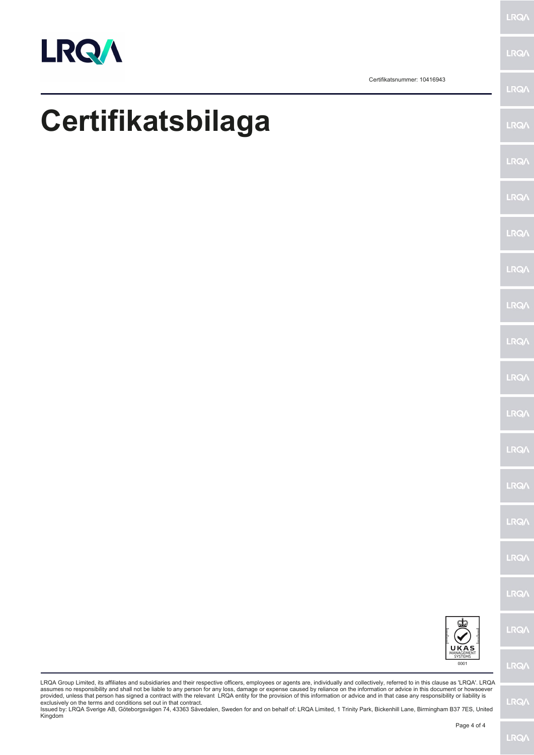Certifikatsnummer: 10416943

# Certifikatsbilaga

LRQA Group Limited, its affiliates and subsidiaries and their respective officers, employees or agents are, individually and collectively, referred to in this clause as 'LRQA'. LRQA assumes no responsibility and shall not be liable to any person for any loss, damage or expense caused by reliance on the information or advice in this document or howsoever provided, unless that person has signed a contract with the relevant LRQA entity for the provision of this information or advice and in that case any responsibility or liability is exclusively on the terms and conditions set out in that contract.

Issued by: LRQA Sverige AB, Göteborgsvägen 74, 43363 Sävedalen, Sweden for and on behalf of: LRQA Limited, 1 Trinity Park, Bickenhill Lane, Birmingham B37 7ES, United Kingdom